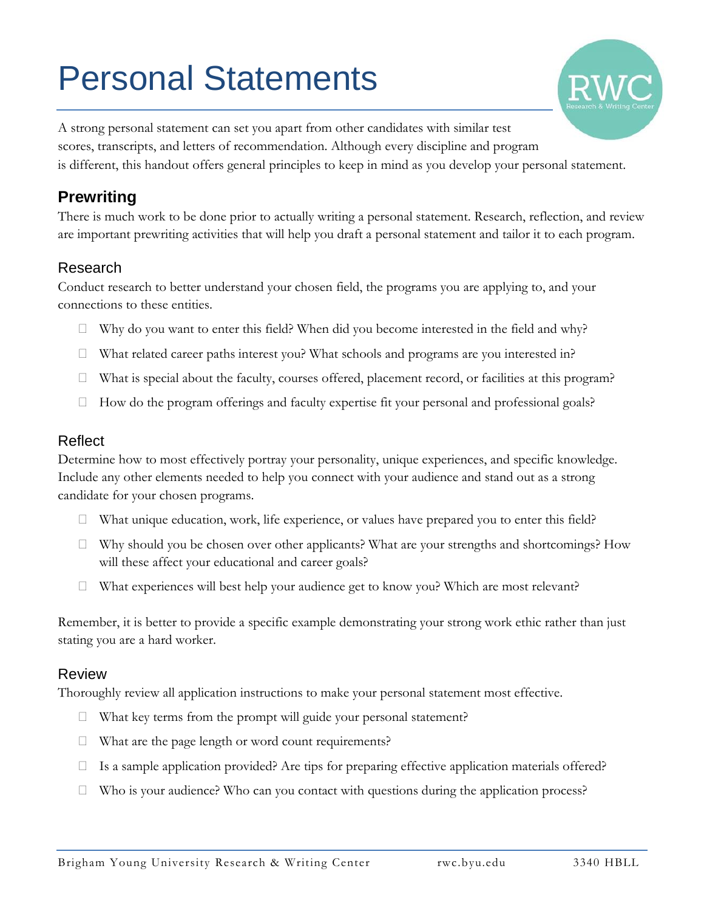# Personal Statements

A strong personal statement can set you apart from other candidates with similar test scores, transcripts, and letters of recommendation. Although every discipline and program is different, this handout offers general principles to keep in mind as you develop your personal statement.

## Prewriting

There is much work to be done prior to actually writing a personal statement. Research, reflection, and review are important prewriting activities that will help you draft a personal statement and tailor it to each program.

### Research

Conduct research to better understand your chosen field, the programs you are applying to, and your connections to these entities.

- Why do you want to enter this field? When did you become interested in the field and why?
- What related career paths interest you? What schools and programs are you interested in?
- What is special about the faculty, courses offered, placement record, or facilities at this program?
- How do the program offerings and faculty expertise fit your personal and professional goals?

### Reflect

Determine how to most effectively portray your personality, unique experiences, and specific knowledge. Include any other elements needed to help you connect with your audience and stand out as a strong candidate for your chosen programs.

- What unique education, work, life experience, or values have prepared you to enter this field?
- Why should you be chosen over other applicants? What are your strengths and shortcomings? How will these affect your educational and career goals?
- What experiences will best help your audience get to know you? Which are most relevant?

Remember, it is better to provide a specific example demonstrating your strong work ethic rather than just stating you are a hard worker.

### Review

Thoroughly review all application instructions to make your personal statement most effective.

- What key terms from the prompt will guide your personal statement?
- What are the page length or word count requirements?
- Is a sample application provided? Are tips for preparing effective application materials offered?
- Who is your audience? Who can you contact with questions during the application process?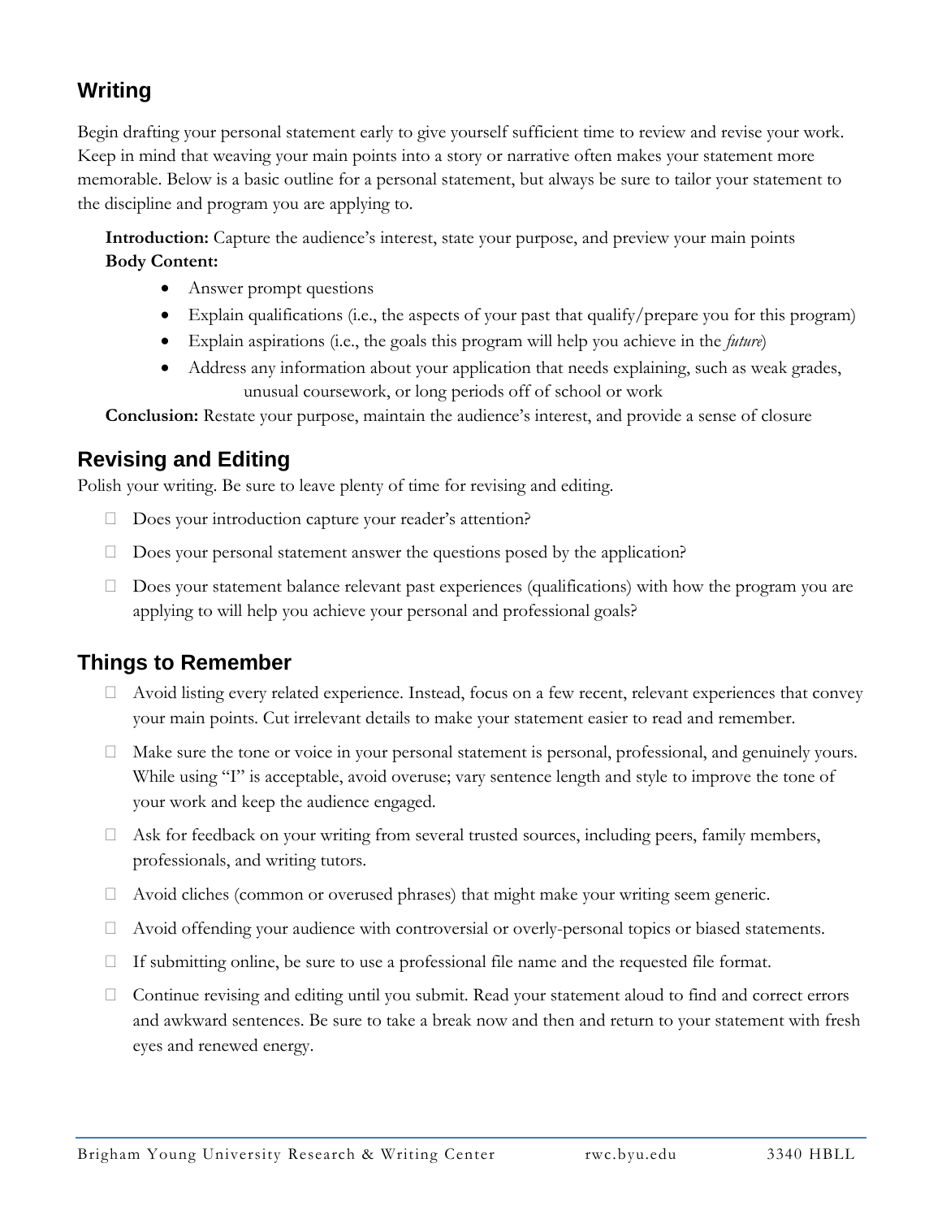## Writing

Begin drafting your personal statement early to give yourself sufficient time to review and revise your work. Keep in mind that weaving your main points into a story or narrative often makes your statement more memorable. Below is a basic outline for a personal statement, but always be sure to tailor your statement to the discipline and program you are applying to.

**Introduction:** Capture the audience's interest, state your purpose, and preview your main points
**Body Content:**

- Answer prompt questions
- Explain qualifications (i.e., the aspects of your past that qualify/prepare you for this program)
- Explain aspirations (i.e., the goals this program will help you achieve in the *future*)
- Address any information about your application that needs explaining, such as weak grades, unusual coursework, or long periods off of school or work

**Conclusion:** Restate your purpose, maintain the audience's interest, and provide a sense of closure

## Revising and Editing

Polish your writing. Be sure to leave plenty of time for revising and editing.

- Does your introduction capture your reader's attention?
- Does your personal statement answer the questions posed by the application?
- Does your statement balance relevant past experiences (qualifications) with how the program you are applying to will help you achieve your personal and professional goals?

## Things to Remember

- Avoid listing every related experience. Instead, focus on a few recent, relevant experiences that convey your main points. Cut irrelevant details to make your statement easier to read and remember.
- Make sure the tone or voice in your personal statement is personal, professional, and genuinely yours. While using "I" is acceptable, avoid overuse; vary sentence length and style to improve the tone of your work and keep the audience engaged.
- Ask for feedback on your writing from several trusted sources, including peers, family members, professionals, and writing tutors.
- Avoid cliches (common or overused phrases) that might make your writing seem generic.
- Avoid offending your audience with controversial or overly-personal topics or biased statements.
- If submitting online, be sure to use a professional file name and the requested file format.
- Continue revising and editing until you submit. Read your statement aloud to find and correct errors and awkward sentences. Be sure to take a break now and then and return to your statement with fresh eyes and renewed energy.